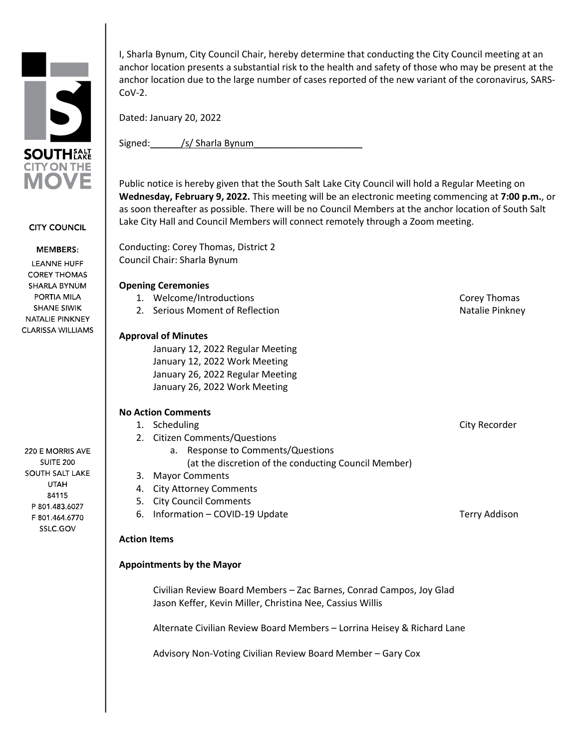SOUTH SALT LAKE
CITY ON THE MOVE

CITY COUNCIL

MEMBERS:

LEANNE HUFF
COREY THOMAS
SHARLA BYNUM
PORTIA MILA
SHANE SIWIK
NATALIE PINKNEY
CLARISSA WILLIAMS

220 E MORRIS AVE
SUITE 200
SOUTH SALT LAKE
UTAH
84115
P 801.483.6027
F 801.464.6770
SSLC.GOV

I, Sharla Bynum, City Council Chair, hereby determine that conducting the City Council meeting at an anchor location presents a substantial risk to the health and safety of those who may be present at the anchor location due to the large number of cases reported of the new variant of the coronavirus, SARS-CoV-2.

Dated: January 20, 2022

Signed:______/s/ Sharla Bynum____________________

Public notice is hereby given that the South Salt Lake City Council will hold a Regular Meeting on **Wednesday, February 9, 2022.** This meeting will be an electronic meeting commencing at **7:00 p.m.**, or as soon thereafter as possible. There will be no Council Members at the anchor location of South Salt Lake City Hall and Council Members will connect remotely through a Zoom meeting.

Conducting: Corey Thomas, District 2
Council Chair: Sharla Bynum

**Opening Ceremonies**

1. Welcome/Introductions — Corey Thomas
2. Serious Moment of Reflection — Natalie Pinkney

**Approval of Minutes**

January 12, 2022 Regular Meeting
January 12, 2022 Work Meeting
January 26, 2022 Regular Meeting
January 26, 2022 Work Meeting

**No Action Comments**

1. Scheduling — City Recorder
2. Citizen Comments/Questions
   a. Response to Comments/Questions (at the discretion of the conducting Council Member)
3. Mayor Comments
4. City Attorney Comments
5. City Council Comments
6. Information – COVID-19 Update — Terry Addison

**Action Items**

**Appointments by the Mayor**

Civilian Review Board Members – Zac Barnes, Conrad Campos, Joy Glad
Jason Keffer, Kevin Miller, Christina Nee, Cassius Willis

Alternate Civilian Review Board Members – Lorrina Heisey & Richard Lane

Advisory Non-Voting Civilian Review Board Member – Gary Cox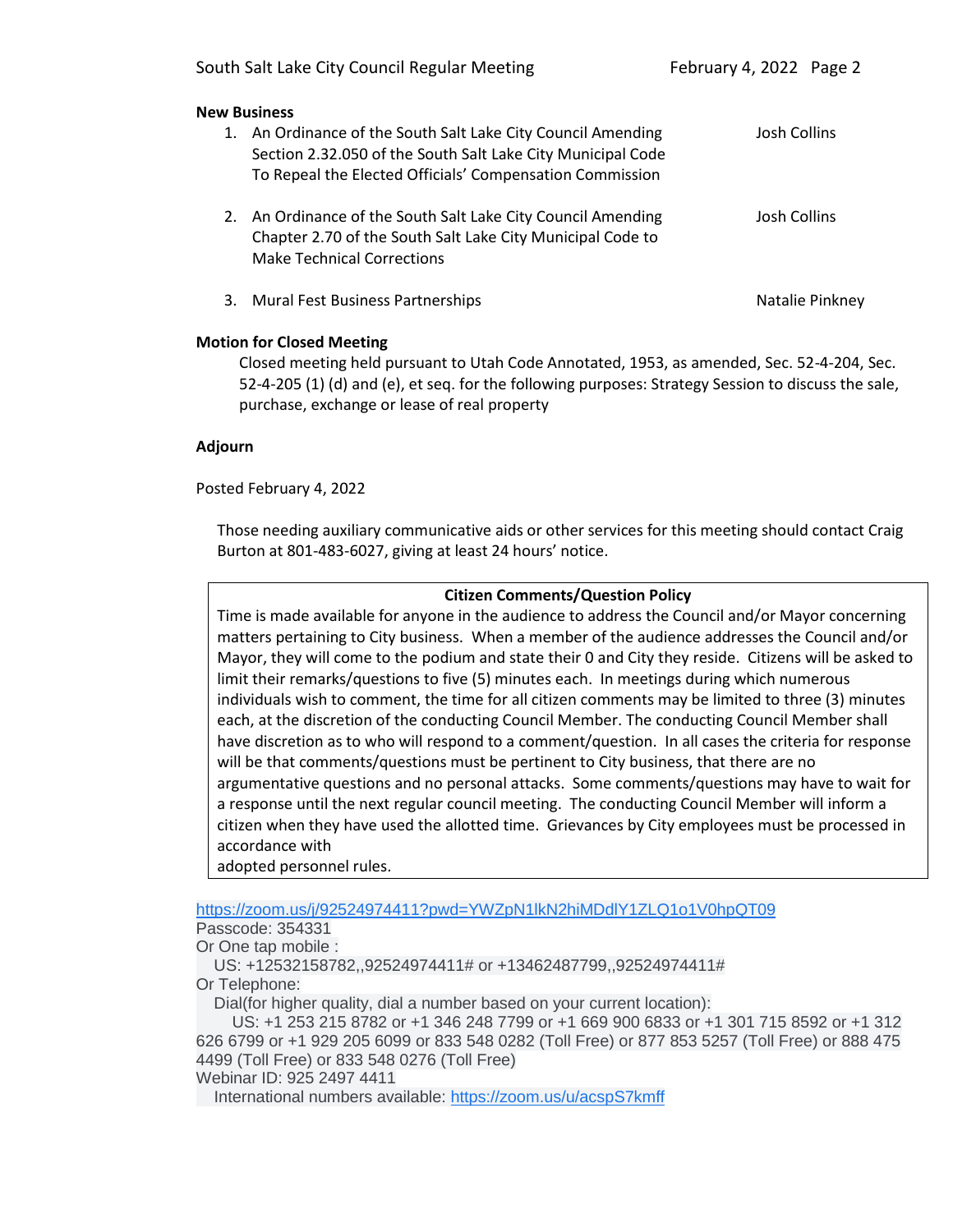**New Business**

1. An Ordinance of the South Salt Lake City Council Amending Section 2.32.050 of the South Salt Lake City Municipal Code To Repeal the Elected Officials' Compensation Commission — Josh Collins

2. An Ordinance of the South Salt Lake City Council Amending Chapter 2.70 of the South Salt Lake City Municipal Code to Make Technical Corrections — Josh Collins

3. Mural Fest Business Partnerships — Natalie Pinkney

**Motion for Closed Meeting**

Closed meeting held pursuant to Utah Code Annotated, 1953, as amended, Sec. 52-4-204, Sec. 52-4-205 (1) (d) and (e), et seq. for the following purposes: Strategy Session to discuss the sale, purchase, exchange or lease of real property

**Adjourn**

Posted February 4, 2022

Those needing auxiliary communicative aids or other services for this meeting should contact Craig Burton at 801-483-6027, giving at least 24 hours' notice.

**Citizen Comments/Question Policy**

Time is made available for anyone in the audience to address the Council and/or Mayor concerning matters pertaining to City business. When a member of the audience addresses the Council and/or Mayor, they will come to the podium and state their 0 and City they reside. Citizens will be asked to limit their remarks/questions to five (5) minutes each. In meetings during which numerous individuals wish to comment, the time for all citizen comments may be limited to three (3) minutes each, at the discretion of the conducting Council Member. The conducting Council Member shall have discretion as to who will respond to a comment/question. In all cases the criteria for response will be that comments/questions must be pertinent to City business, that there are no argumentative questions and no personal attacks. Some comments/questions may have to wait for a response until the next regular council meeting. The conducting Council Member will inform a citizen when they have used the allotted time. Grievances by City employees must be processed in accordance with
adopted personnel rules.

https://zoom.us/j/92524974411?pwd=YWZpN1lkN2hiMDdlY1ZLQ1o1V0hpQT09
Passcode: 354331
Or One tap mobile :
US: +12532158782,,92524974411# or +13462487799,,92524974411#
Or Telephone:
Dial(for higher quality, dial a number based on your current location):
US: +1 253 215 8782 or +1 346 248 7799 or +1 669 900 6833 or +1 301 715 8592 or +1 312 626 6799 or +1 929 205 6099 or 833 548 0282 (Toll Free) or 877 853 5257 (Toll Free) or 888 475 4499 (Toll Free) or 833 548 0276 (Toll Free)
Webinar ID: 925 2497 4411
International numbers available: https://zoom.us/u/acspS7kmff